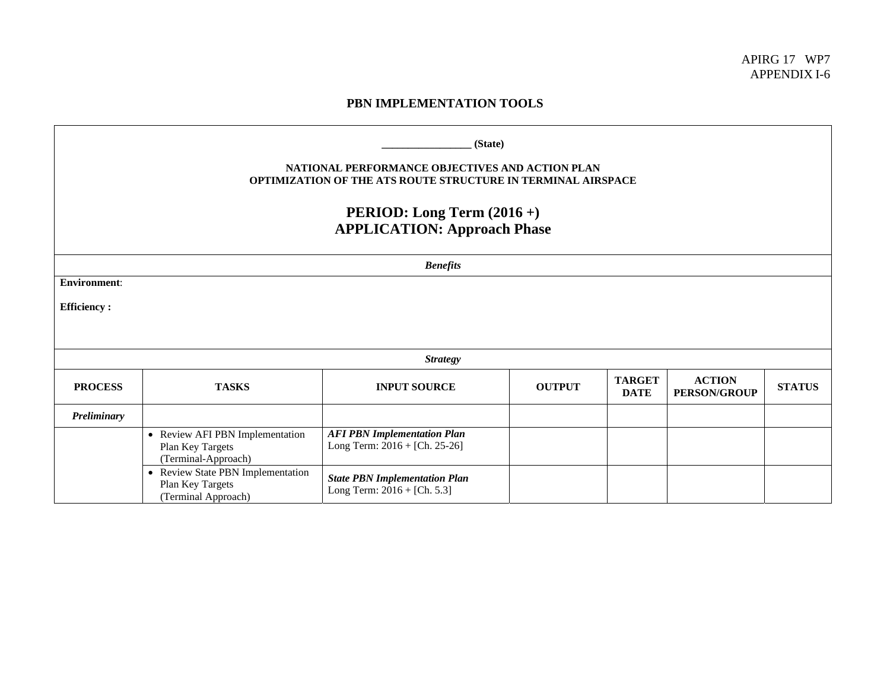APIRG 17 WP7
APPENDIX I-6

## PBN IMPLEMENTATION TOOLS

**\_\_\_\_\_\_\_\_\_\_\_\_\_\_\_\_\_ (State)**

**NATIONAL PERFORMANCE OBJECTIVES AND ACTION PLAN**
**OPTIMIZATION OF THE ATS ROUTE STRUCTURE IN TERMINAL AIRSPACE**

## PERIOD: Long Term (2016 +)
## APPLICATION: Approach Phase

***Benefits***

**Environment**:

**Efficiency :**

***Strategy***

| PROCESS | TASKS | INPUT SOURCE | OUTPUT | TARGET DATE | ACTION PERSON/GROUP | STATUS |
|---|---|---|---|---|---|---|
| ***Preliminary*** | | | | | | |
| | • Review AFI PBN Implementation Plan Key Targets (Terminal-Approach) | ***AFI PBN Implementation Plan*** Long Term: 2016 + [Ch. 25-26] | | | | |
| | • Review State PBN Implementation Plan Key Targets (Terminal Approach) | ***State PBN Implementation Plan*** Long Term: 2016 + [Ch. 5.3] | | | | |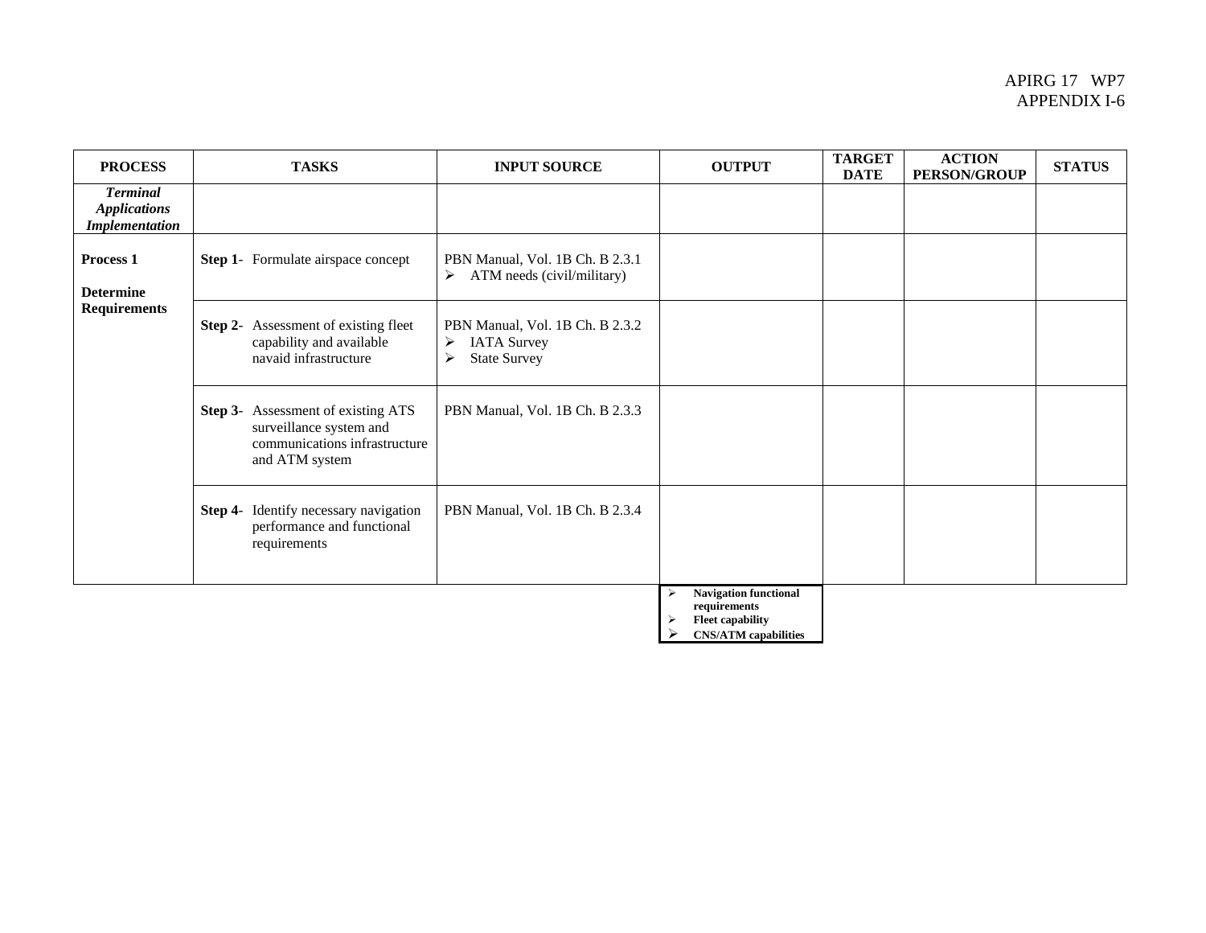| PROCESS | TASKS | INPUT SOURCE | OUTPUT | TARGET DATE | ACTION PERSON/GROUP | STATUS |
|---|---|---|---|---|---|---|
| ***Terminal Applications Implementation*** | | | | | | |
| **Process 1**<br><br>**Determine Requirements** | **Step 1**- Formulate airspace concept | PBN Manual, Vol. 1B Ch. B 2.3.1<br>➢ ATM needs (civil/military) | | | | |
| | **Step 2**- Assessment of existing fleet capability and available navaid infrastructure | PBN Manual, Vol. 1B Ch. B 2.3.2<br>➢ IATA Survey<br>➢ State Survey | | | | |
| | **Step 3**- Assessment of existing ATS surveillance system and communications infrastructure and ATM system | PBN Manual, Vol. 1B Ch. B 2.3.3 | | | | |
| | **Step 4**- Identify necessary navigation performance and functional requirements | PBN Manual, Vol. 1B Ch. B 2.3.4 | ➢ **Navigation functional requirements**<br>➢ **Fleet capability**<br>➢ **CNS/ATM capabilities** | | | |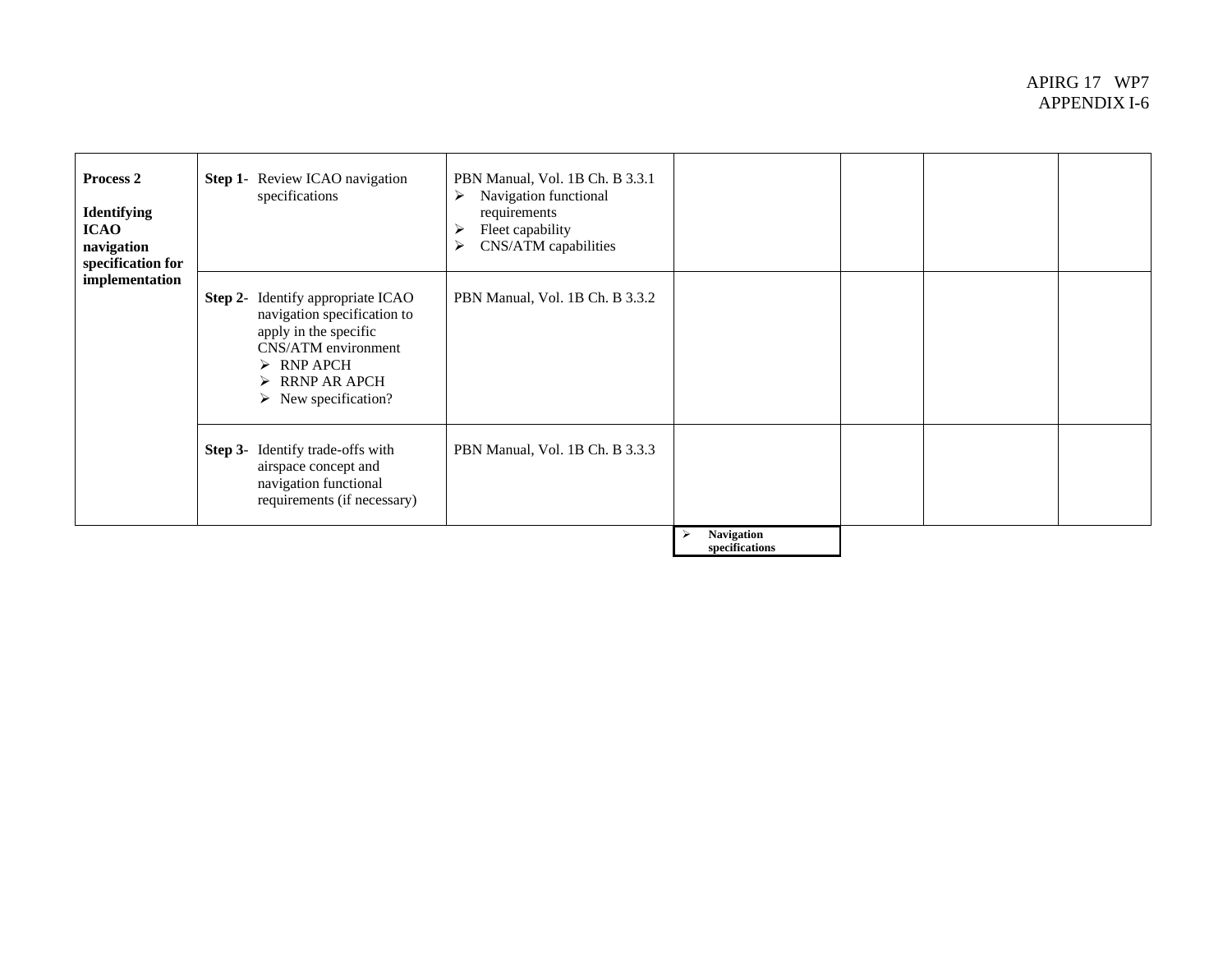| | | | | | | |
|---|---|---|---|---|---|---|
| **Process 2**<br><br>**Identifying ICAO navigation specification for implementation** | **Step 1-** Review ICAO navigation specifications | PBN Manual, Vol. 1B Ch. B 3.3.1<br>➢ Navigation functional requirements<br>➢ Fleet capability<br>➢ CNS/ATM capabilities | | | | |
| | **Step 2-** Identify appropriate ICAO navigation specification to apply in the specific CNS/ATM environment<br>➢ RNP APCH<br>➢ RRNP AR APCH<br>➢ New specification? | PBN Manual, Vol. 1B Ch. B 3.3.2 | | | | |
| | **Step 3-** Identify trade-offs with airspace concept and navigation functional requirements (if necessary) | PBN Manual, Vol. 1B Ch. B 3.3.3 | | | | |
| | | | ➢ **Navigation specifications** | | | |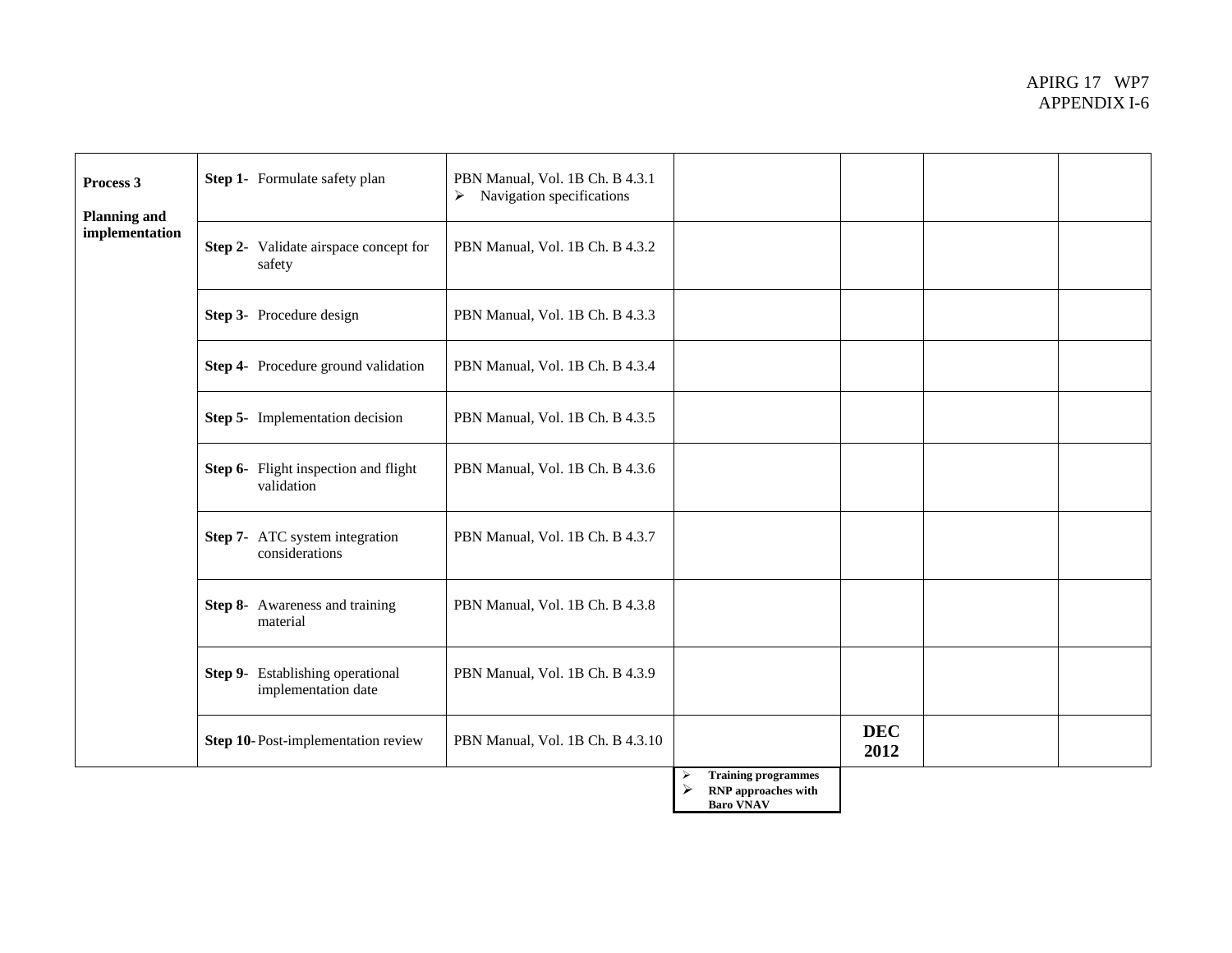| | | | | | | |
|---|---|---|---|---|---|---|
| **Process 3**<br><br>**Planning and implementation** | **Step 1**- Formulate safety plan | PBN Manual, Vol. 1B Ch. B 4.3.1<br>➢ Navigation specifications | | | | |
| | **Step 2**- Validate airspace concept for safety | PBN Manual, Vol. 1B Ch. B 4.3.2 | | | | |
| | **Step 3**- Procedure design | PBN Manual, Vol. 1B Ch. B 4.3.3 | | | | |
| | **Step 4**- Procedure ground validation | PBN Manual, Vol. 1B Ch. B 4.3.4 | | | | |
| | **Step 5**- Implementation decision | PBN Manual, Vol. 1B Ch. B 4.3.5 | | | | |
| | **Step 6**- Flight inspection and flight validation | PBN Manual, Vol. 1B Ch. B 4.3.6 | | | | |
| | **Step 7**- ATC system integration considerations | PBN Manual, Vol. 1B Ch. B 4.3.7 | | | | |
| | **Step 8**- Awareness and training material | PBN Manual, Vol. 1B Ch. B 4.3.8 | | | | |
| | **Step 9**- Establishing operational implementation date | PBN Manual, Vol. 1B Ch. B 4.3.9 | | | | |
| | **Step 10**- Post-implementation review | PBN Manual, Vol. 1B Ch. B 4.3.10 | ➢ **Training programmes**<br>➢ **RNP approaches with Baro VNAV** | **DEC 2012** | | |